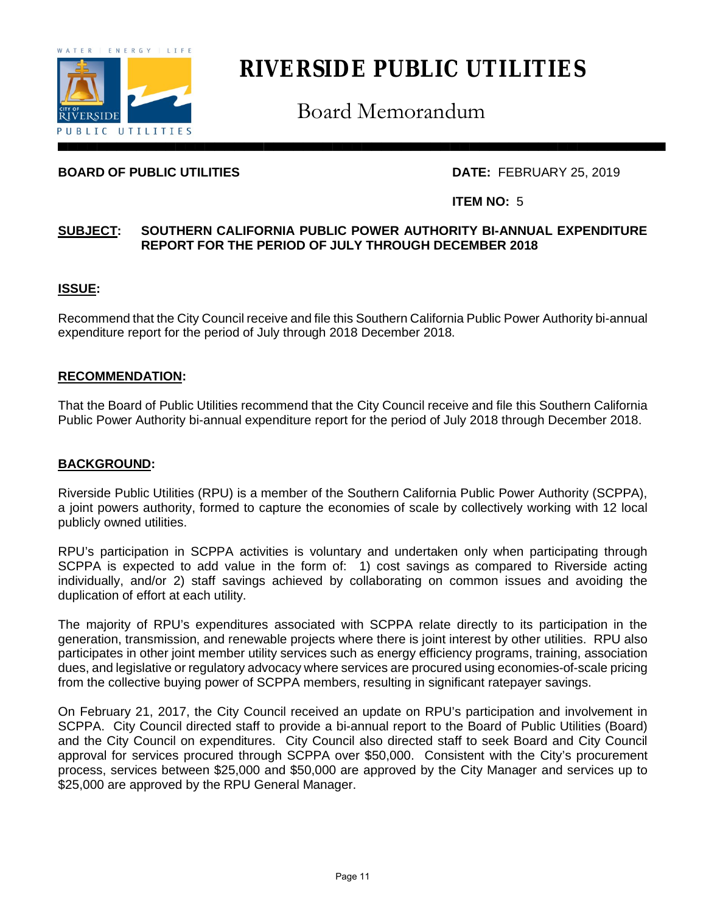# RIVERSIDE PUBLIC UTILITIES

## Board Memorandum

**BOARD OF PUBLIC UTILITIES** **DATE:** FEBRUARY 25, 2019

**ITEM NO:** 5

**SUBJECT:** **SOUTHERN CALIFORNIA PUBLIC POWER AUTHORITY BI-ANNUAL EXPENDITURE REPORT FOR THE PERIOD OF JULY THROUGH DECEMBER 2018**

### ISSUE:

Recommend that the City Council receive and file this Southern California Public Power Authority bi-annual expenditure report for the period of July through 2018 December 2018.

### RECOMMENDATION:

That the Board of Public Utilities recommend that the City Council receive and file this Southern California Public Power Authority bi-annual expenditure report for the period of July 2018 through December 2018.

### BACKGROUND:

Riverside Public Utilities (RPU) is a member of the Southern California Public Power Authority (SCPPA), a joint powers authority, formed to capture the economies of scale by collectively working with 12 local publicly owned utilities.

RPU's participation in SCPPA activities is voluntary and undertaken only when participating through SCPPA is expected to add value in the form of: 1) cost savings as compared to Riverside acting individually, and/or 2) staff savings achieved by collaborating on common issues and avoiding the duplication of effort at each utility.

The majority of RPU's expenditures associated with SCPPA relate directly to its participation in the generation, transmission, and renewable projects where there is joint interest by other utilities. RPU also participates in other joint member utility services such as energy efficiency programs, training, association dues, and legislative or regulatory advocacy where services are procured using economies-of-scale pricing from the collective buying power of SCPPA members, resulting in significant ratepayer savings.

On February 21, 2017, the City Council received an update on RPU's participation and involvement in SCPPA. City Council directed staff to provide a bi-annual report to the Board of Public Utilities (Board) and the City Council on expenditures. City Council also directed staff to seek Board and City Council approval for services procured through SCPPA over $50,000. Consistent with the City's procurement process, services between $25,000 and $50,000 are approved by the City Manager and services up to $25,000 are approved by the RPU General Manager.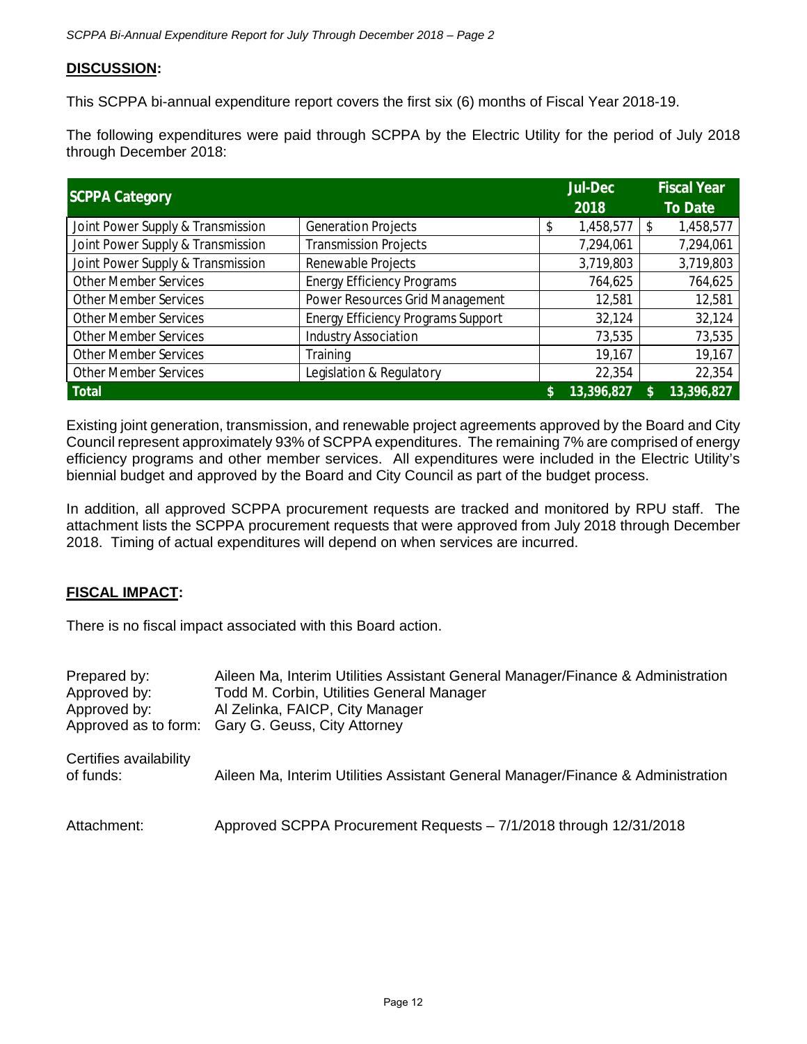## DISCUSSION:

This SCPPA bi-annual expenditure report covers the first six (6) months of Fiscal Year 2018-19.

The following expenditures were paid through SCPPA by the Electric Utility for the period of July 2018 through December 2018:

| SCPPA Category | | Jul-Dec 2018 | Fiscal Year To Date |
|---|---|---|---|
| Joint Power Supply & Transmission | Generation Projects | $ 1,458,577 | $ 1,458,577 |
| Joint Power Supply & Transmission | Transmission Projects | 7,294,061 | 7,294,061 |
| Joint Power Supply & Transmission | Renewable Projects | 3,719,803 | 3,719,803 |
| Other Member Services | Energy Efficiency Programs | 764,625 | 764,625 |
| Other Member Services | Power Resources Grid Management | 12,581 | 12,581 |
| Other Member Services | Energy Efficiency Programs Support | 32,124 | 32,124 |
| Other Member Services | Industry Association | 73,535 | 73,535 |
| Other Member Services | Training | 19,167 | 19,167 |
| Other Member Services | Legislation & Regulatory | 22,354 | 22,354 |
| **Total** | | **$ 13,396,827** | **$ 13,396,827** |

Existing joint generation, transmission, and renewable project agreements approved by the Board and City Council represent approximately 93% of SCPPA expenditures. The remaining 7% are comprised of energy efficiency programs and other member services. All expenditures were included in the Electric Utility's biennial budget and approved by the Board and City Council as part of the budget process.

In addition, all approved SCPPA procurement requests are tracked and monitored by RPU staff. The attachment lists the SCPPA procurement requests that were approved from July 2018 through December 2018. Timing of actual expenditures will depend on when services are incurred.

## FISCAL IMPACT:

There is no fiscal impact associated with this Board action.

Prepared by: Aileen Ma, Interim Utilities Assistant General Manager/Finance & Administration
Approved by: Todd M. Corbin, Utilities General Manager
Approved by: Al Zelinka, FAICP, City Manager
Approved as to form: Gary G. Geuss, City Attorney

Certifies availability of funds: Aileen Ma, Interim Utilities Assistant General Manager/Finance & Administration

Attachment: Approved SCPPA Procurement Requests – 7/1/2018 through 12/31/2018